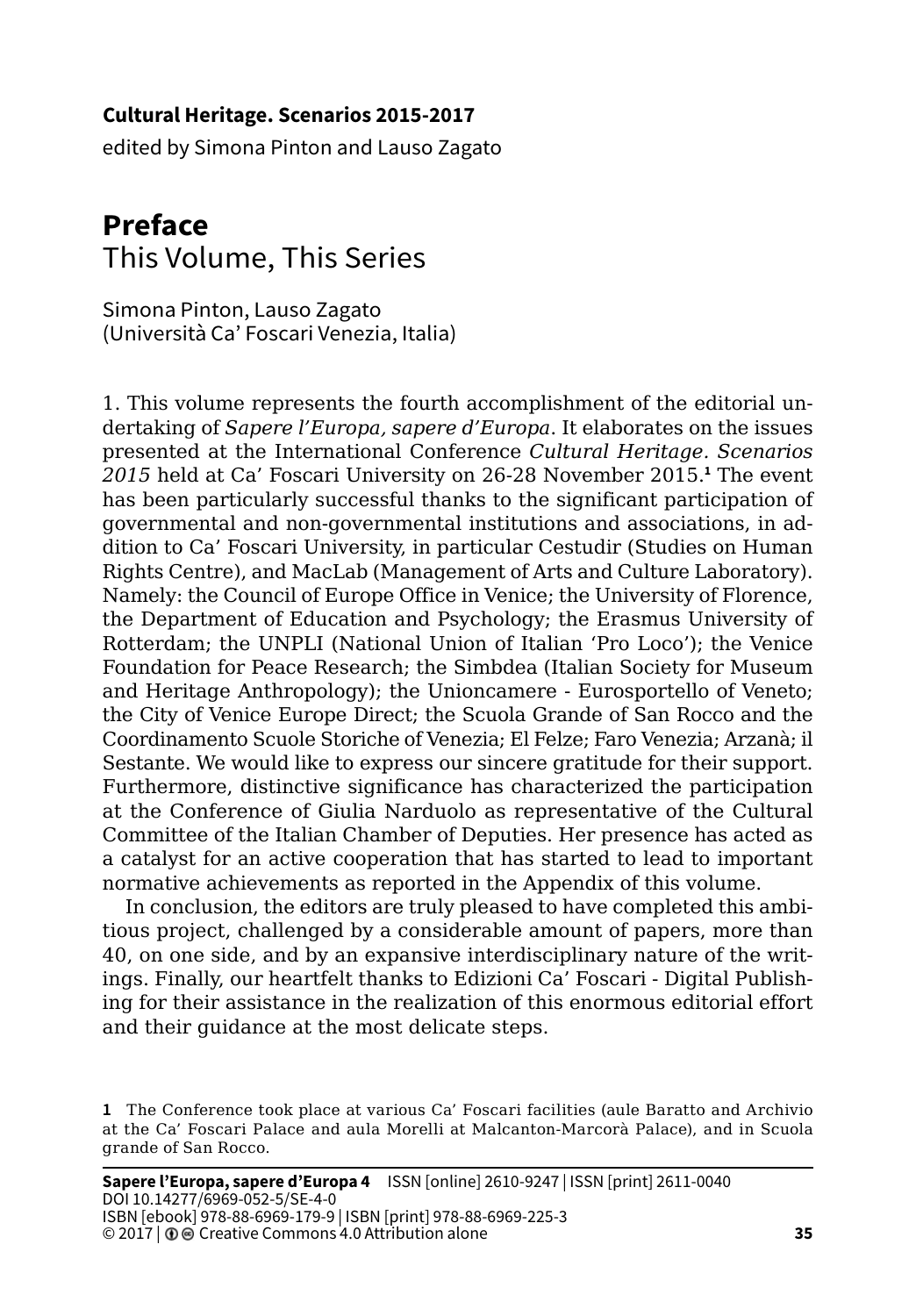**Cultural Heritage. Scenarios 2015-2017**

edited by Simona Pinton and Lauso Zagato

# Preface

## This Volume, This Series

Simona Pinton, Lauso Zagato
(Università Ca' Foscari Venezia, Italia)

1. This volume represents the fourth accomplishment of the editorial undertaking of *Sapere l'Europa, sapere d'Europa*. It elaborates on the issues presented at the International Conference *Cultural Heritage. Scenarios 2015* held at Ca' Foscari University on 26-28 November 2015.[1] The event has been particularly successful thanks to the significant participation of governmental and non-governmental institutions and associations, in addition to Ca' Foscari University, in particular Cestudir (Studies on Human Rights Centre), and MacLab (Management of Arts and Culture Laboratory). Namely: the Council of Europe Office in Venice; the University of Florence, the Department of Education and Psychology; the Erasmus University of Rotterdam; the UNPLI (National Union of Italian 'Pro Loco'); the Venice Foundation for Peace Research; the Simbdea (Italian Society for Museum and Heritage Anthropology); the Unioncamere - Eurosportello of Veneto; the City of Venice Europe Direct; the Scuola Grande of San Rocco and the Coordinamento Scuole Storiche of Venezia; El Felze; Faro Venezia; Arzanà; il Sestante. We would like to express our sincere gratitude for their support. Furthermore, distinctive significance has characterized the participation at the Conference of Giulia Narduolo as representative of the Cultural Committee of the Italian Chamber of Deputies. Her presence has acted as a catalyst for an active cooperation that has started to lead to important normative achievements as reported in the Appendix of this volume.

In conclusion, the editors are truly pleased to have completed this ambitious project, challenged by a considerable amount of papers, more than 40, on one side, and by an expansive interdisciplinary nature of the writings. Finally, our heartfelt thanks to Edizioni Ca' Foscari - Digital Publishing for their assistance in the realization of this enormous editorial effort and their guidance at the most delicate steps.

[1] The Conference took place at various Ca' Foscari facilities (aule Baratto and Archivio at the Ca' Foscari Palace and aula Morelli at Malcanton-Marcorà Palace), and in Scuola grande of San Rocco.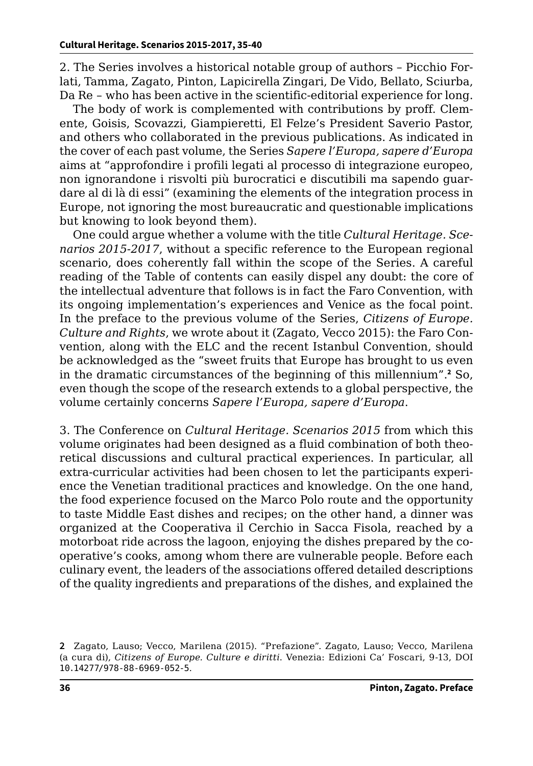2. The Series involves a historical notable group of authors – Picchio Forlati, Tamma, Zagato, Pinton, Lapicirella Zingari, De Vido, Bellato, Sciurba, Da Re – who has been active in the scientific-editorial experience for long.

The body of work is complemented with contributions by proff. Clemente, Goisis, Scovazzi, Giampieretti, El Felze's President Saverio Pastor, and others who collaborated in the previous publications. As indicated in the cover of each past volume, the Series *Sapere l'Europa, sapere d'Europa* aims at "approfondire i profili legati al processo di integrazione europeo, non ignorandone i risvolti più burocratici e discutibili ma sapendo guardare al di là di essi" (examining the elements of the integration process in Europe, not ignoring the most bureaucratic and questionable implications but knowing to look beyond them).

One could argue whether a volume with the title *Cultural Heritage. Scenarios 2015-2017*, without a specific reference to the European regional scenario, does coherently fall within the scope of the Series. A careful reading of the Table of contents can easily dispel any doubt: the core of the intellectual adventure that follows is in fact the Faro Convention, with its ongoing implementation's experiences and Venice as the focal point. In the preface to the previous volume of the Series, *Citizens of Europe. Culture and Rights*, we wrote about it (Zagato, Vecco 2015): the Faro Convention, along with the ELC and the recent Istanbul Convention, should be acknowledged as the "sweet fruits that Europe has brought to us even in the dramatic circumstances of the beginning of this millennium".[2] So, even though the scope of the research extends to a global perspective, the volume certainly concerns *Sapere l'Europa, sapere d'Europa*.

3. The Conference on *Cultural Heritage. Scenarios 2015* from which this volume originates had been designed as a fluid combination of both theoretical discussions and cultural practical experiences. In particular, all extra-curricular activities had been chosen to let the participants experience the Venetian traditional practices and knowledge. On the one hand, the food experience focused on the Marco Polo route and the opportunity to taste Middle East dishes and recipes; on the other hand, a dinner was organized at the Cooperativa il Cerchio in Sacca Fisola, reached by a motorboat ride across the lagoon, enjoying the dishes prepared by the cooperative's cooks, among whom there are vulnerable people. Before each culinary event, the leaders of the associations offered detailed descriptions of the quality ingredients and preparations of the dishes, and explained the

[2] Zagato, Lauso; Vecco, Marilena (2015). "Prefazione". Zagato, Lauso; Vecco, Marilena (a cura di), *Citizens of Europe. Culture e diritti*. Venezia: Edizioni Ca' Foscari, 9-13, DOI 10.14277/978-88-6969-052-5.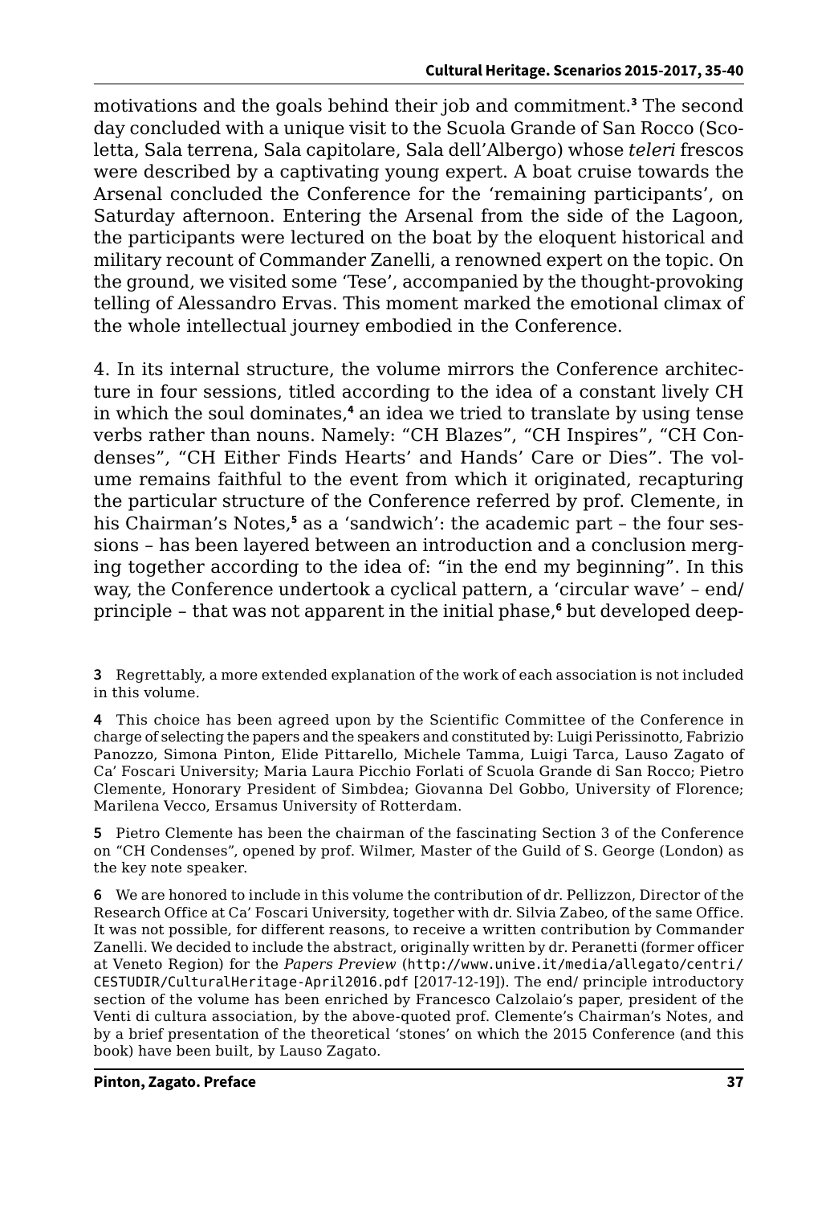motivations and the goals behind their job and commitment.[3] The second day concluded with a unique visit to the Scuola Grande of San Rocco (Scoletta, Sala terrena, Sala capitolare, Sala dell'Albergo) whose *teleri* frescos were described by a captivating young expert. A boat cruise towards the Arsenal concluded the Conference for the 'remaining participants', on Saturday afternoon. Entering the Arsenal from the side of the Lagoon, the participants were lectured on the boat by the eloquent historical and military recount of Commander Zanelli, a renowned expert on the topic. On the ground, we visited some 'Tese', accompanied by the thought-provoking telling of Alessandro Ervas. This moment marked the emotional climax of the whole intellectual journey embodied in the Conference.

4. In its internal structure, the volume mirrors the Conference architecture in four sessions, titled according to the idea of a constant lively CH in which the soul dominates,[4] an idea we tried to translate by using tense verbs rather than nouns. Namely: "CH Blazes", "CH Inspires", "CH Condenses", "CH Either Finds Hearts' and Hands' Care or Dies". The volume remains faithful to the event from which it originated, recapturing the particular structure of the Conference referred by prof. Clemente, in his Chairman's Notes,[5] as a 'sandwich': the academic part – the four sessions – has been layered between an introduction and a conclusion merging together according to the idea of: "in the end my beginning". In this way, the Conference undertook a cyclical pattern, a 'circular wave' – end/principle – that was not apparent in the initial phase,[6] but developed deep-

3 Regrettably, a more extended explanation of the work of each association is not included in this volume.

4 This choice has been agreed upon by the Scientific Committee of the Conference in charge of selecting the papers and the speakers and constituted by: Luigi Perissinotto, Fabrizio Panozzo, Simona Pinton, Elide Pittarello, Michele Tamma, Luigi Tarca, Lauso Zagato of Ca' Foscari University; Maria Laura Picchio Forlati of Scuola Grande di San Rocco; Pietro Clemente, Honorary President of Simbdea; Giovanna Del Gobbo, University of Florence; Marilena Vecco, Ersamus University of Rotterdam.

5 Pietro Clemente has been the chairman of the fascinating Section 3 of the Conference on "CH Condenses", opened by prof. Wilmer, Master of the Guild of S. George (London) as the key note speaker.

6 We are honored to include in this volume the contribution of dr. Pellizzon, Director of the Research Office at Ca' Foscari University, together with dr. Silvia Zabeo, of the same Office. It was not possible, for different reasons, to receive a written contribution by Commander Zanelli. We decided to include the abstract, originally written by dr. Peranetti (former officer at Veneto Region) for the *Papers Preview* (http://www.unive.it/media/allegato/centri/CESTUDIR/CulturalHeritage-April2016.pdf [2017-12-19]). The end/ principle introductory section of the volume has been enriched by Francesco Calzolaio's paper, president of the Venti di cultura association, by the above-quoted prof. Clemente's Chairman's Notes, and by a brief presentation of the theoretical 'stones' on which the 2015 Conference (and this book) have been built, by Lauso Zagato.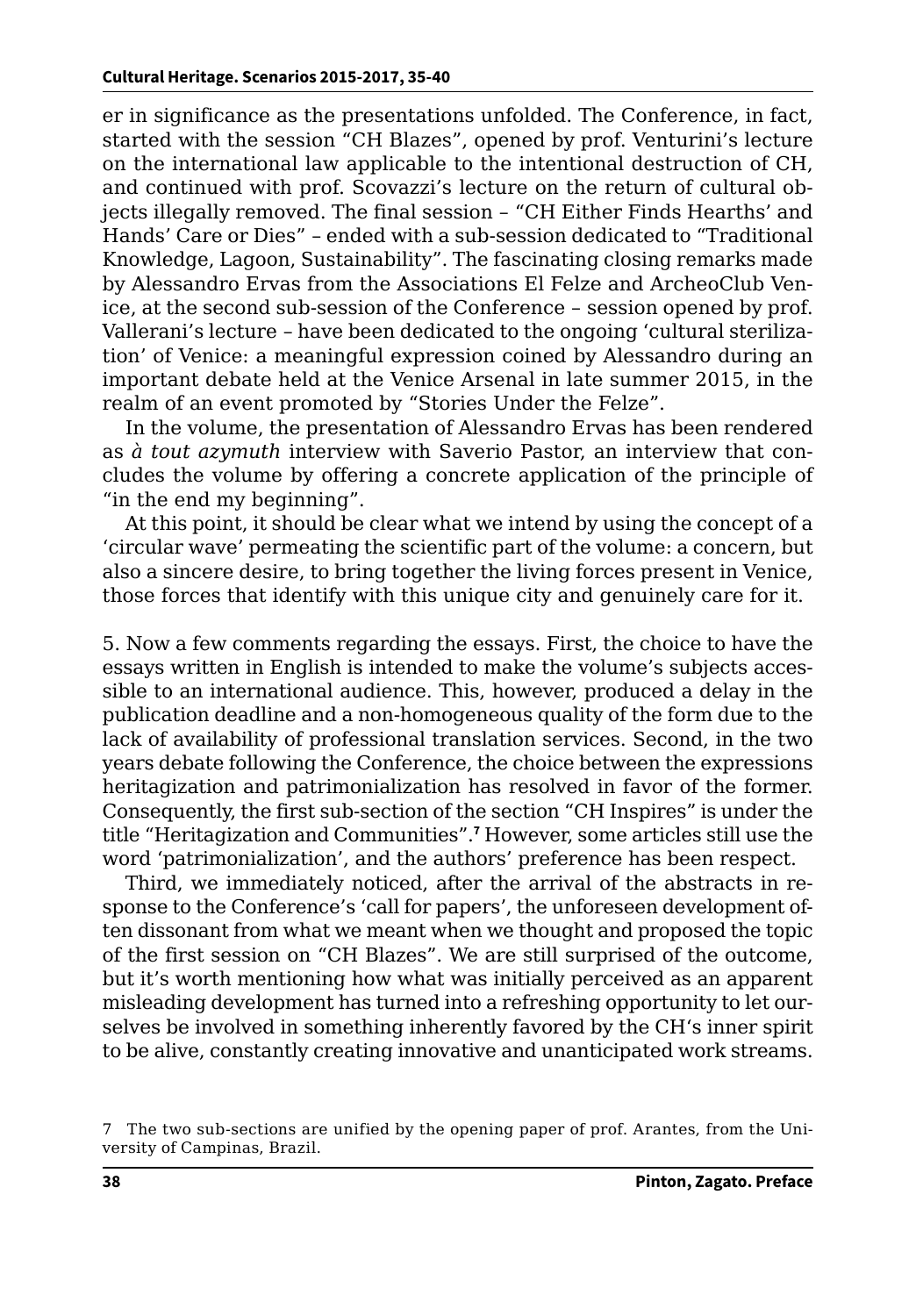er in significance as the presentations unfolded. The Conference, in fact, started with the session "CH Blazes", opened by prof. Venturini's lecture on the international law applicable to the intentional destruction of CH, and continued with prof. Scovazzi's lecture on the return of cultural objects illegally removed. The final session – "CH Either Finds Hearths' and Hands' Care or Dies" – ended with a sub-session dedicated to "Traditional Knowledge, Lagoon, Sustainability". The fascinating closing remarks made by Alessandro Ervas from the Associations El Felze and ArcheoClub Venice, at the second sub-session of the Conference – session opened by prof. Vallerani's lecture – have been dedicated to the ongoing 'cultural sterilization' of Venice: a meaningful expression coined by Alessandro during an important debate held at the Venice Arsenal in late summer 2015, in the realm of an event promoted by "Stories Under the Felze".

In the volume, the presentation of Alessandro Ervas has been rendered as *à tout azymuth* interview with Saverio Pastor, an interview that concludes the volume by offering a concrete application of the principle of "in the end my beginning".

At this point, it should be clear what we intend by using the concept of a 'circular wave' permeating the scientific part of the volume: a concern, but also a sincere desire, to bring together the living forces present in Venice, those forces that identify with this unique city and genuinely care for it.

5. Now a few comments regarding the essays. First, the choice to have the essays written in English is intended to make the volume's subjects accessible to an international audience. This, however, produced a delay in the publication deadline and a non-homogeneous quality of the form due to the lack of availability of professional translation services. Second, in the two years debate following the Conference, the choice between the expressions heritagization and patrimonialization has resolved in favor of the former. Consequently, the first sub-section of the section "CH Inspires" is under the title "Heritagization and Communities".[7] However, some articles still use the word 'patrimonialization', and the authors' preference has been respect.

Third, we immediately noticed, after the arrival of the abstracts in response to the Conference's 'call for papers', the unforeseen development often dissonant from what we meant when we thought and proposed the topic of the first session on "CH Blazes". We are still surprised of the outcome, but it's worth mentioning how what was initially perceived as an apparent misleading development has turned into a refreshing opportunity to let ourselves be involved in something inherently favored by the CH's inner spirit to be alive, constantly creating innovative and unanticipated work streams.

7 The two sub-sections are unified by the opening paper of prof. Arantes, from the University of Campinas, Brazil.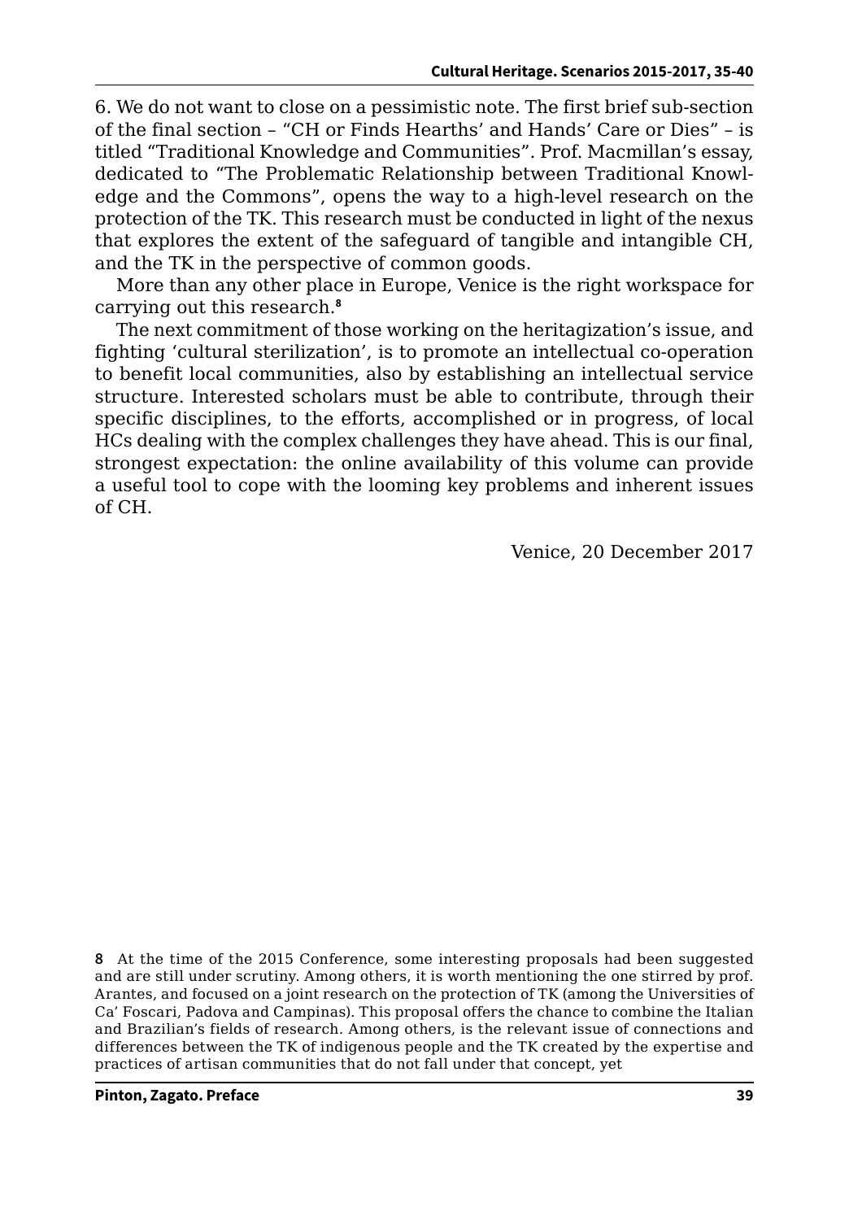6. We do not want to close on a pessimistic note. The first brief sub-section of the final section – "CH or Finds Hearths' and Hands' Care or Dies" – is titled "Traditional Knowledge and Communities". Prof. Macmillan's essay, dedicated to "The Problematic Relationship between Traditional Knowledge and the Commons", opens the way to a high-level research on the protection of the TK. This research must be conducted in light of the nexus that explores the extent of the safeguard of tangible and intangible CH, and the TK in the perspective of common goods.

More than any other place in Europe, Venice is the right workspace for carrying out this research.[8]

The next commitment of those working on the heritagization's issue, and fighting 'cultural sterilization', is to promote an intellectual co-operation to benefit local communities, also by establishing an intellectual service structure. Interested scholars must be able to contribute, through their specific disciplines, to the efforts, accomplished or in progress, of local HCs dealing with the complex challenges they have ahead. This is our final, strongest expectation: the online availability of this volume can provide a useful tool to cope with the looming key problems and inherent issues of CH.

Venice, 20 December 2017

**8** At the time of the 2015 Conference, some interesting proposals had been suggested and are still under scrutiny. Among others, it is worth mentioning the one stirred by prof. Arantes, and focused on a joint research on the protection of TK (among the Universities of Ca' Foscari, Padova and Campinas). This proposal offers the chance to combine the Italian and Brazilian's fields of research. Among others, is the relevant issue of connections and differences between the TK of indigenous people and the TK created by the expertise and practices of artisan communities that do not fall under that concept, yet